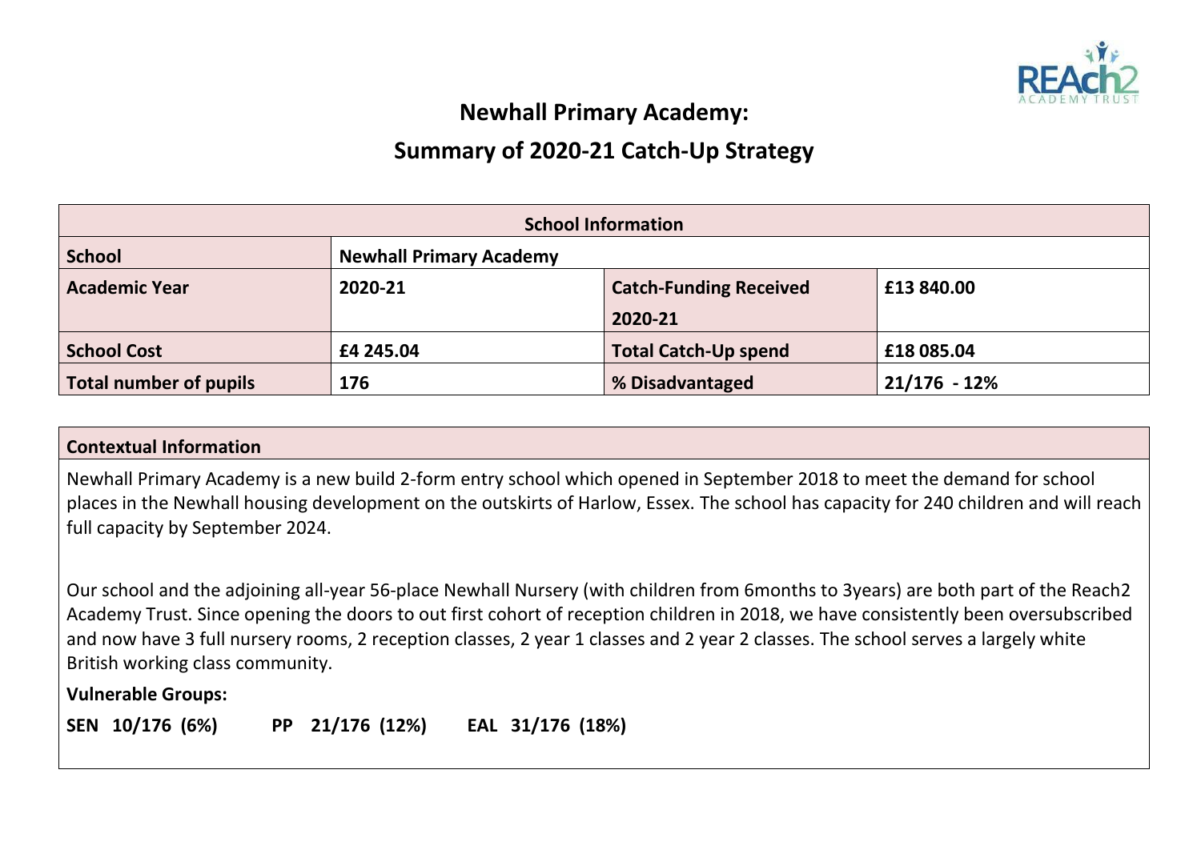# Newhall Primary Academy:

# Summary of 2020-21 Catch-Up Strategy

| School Information | | | |
|---|---|---|---|
| **School** | **Newhall Primary Academy** | | |
| **Academic Year** | **2020-21** | **Catch-Funding Received 2020-21** | **£13 840.00** |
| **School Cost** | **£4 245.04** | **Total Catch-Up spend** | **£18 085.04** |
| **Total number of pupils** | **176** | **% Disadvantaged** | **21/176 - 12%** |

**Contextual Information**

Newhall Primary Academy is a new build 2-form entry school which opened in September 2018 to meet the demand for school places in the Newhall housing development on the outskirts of Harlow, Essex. The school has capacity for 240 children and will reach full capacity by September 2024.

Our school and the adjoining all-year 56-place Newhall Nursery (with children from 6months to 3years) are both part of the Reach2 Academy Trust. Since opening the doors to out first cohort of reception children in 2018, we have consistently been oversubscribed and now have 3 full nursery rooms, 2 reception classes, 2 year 1 classes and 2 year 2 classes. The school serves a largely white British working class community.

**Vulnerable Groups:**

**SEN 10/176 (6%)     PP 21/176 (12%)     EAL 31/176 (18%)**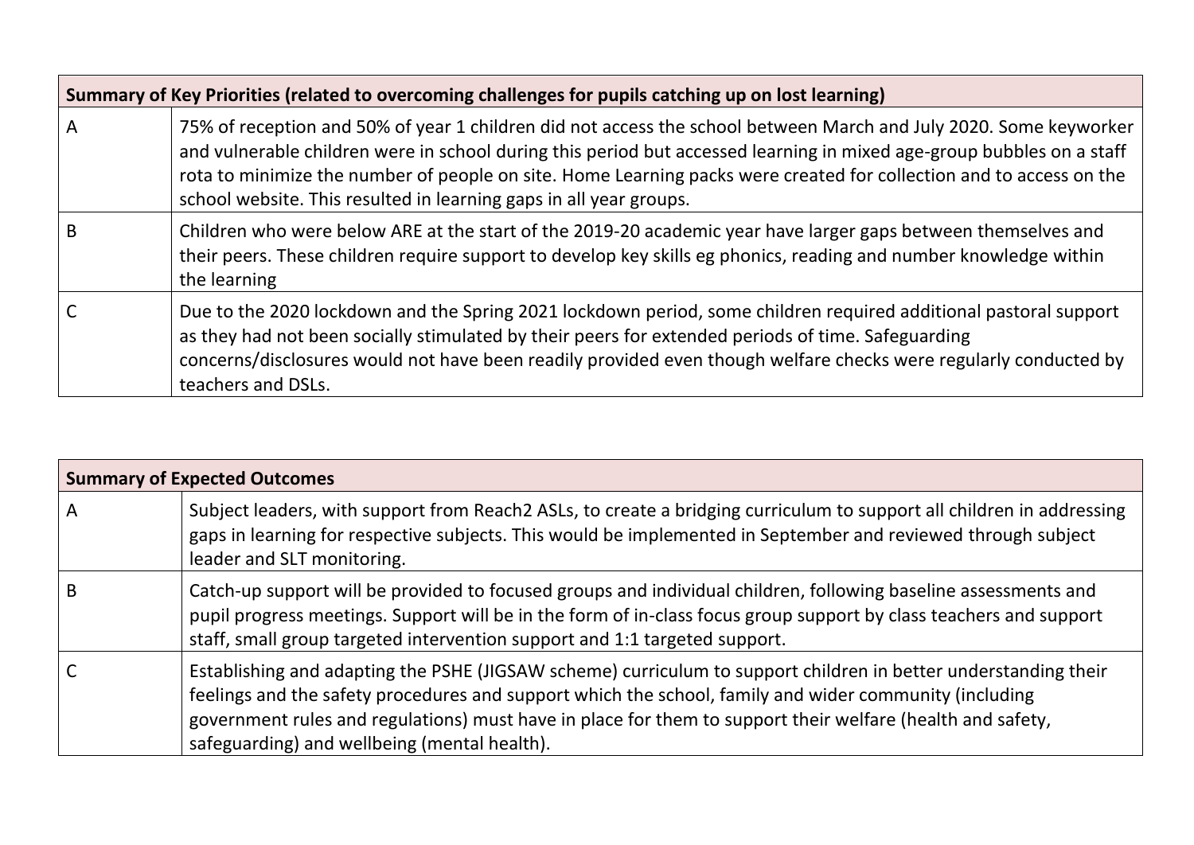| Summary of Key Priorities (related to overcoming challenges for pupils catching up on lost learning) | |
|---|---|
| A | 75% of reception and 50% of year 1 children did not access the school between March and July 2020. Some keyworker and vulnerable children were in school during this period but accessed learning in mixed age-group bubbles on a staff rota to minimize the number of people on site. Home Learning packs were created for collection and to access on the school website. This resulted in learning gaps in all year groups. |
| B | Children who were below ARE at the start of the 2019-20 academic year have larger gaps between themselves and their peers. These children require support to develop key skills eg phonics, reading and number knowledge within the learning |
| C | Due to the 2020 lockdown and the Spring 2021 lockdown period, some children required additional pastoral support as they had not been socially stimulated by their peers for extended periods of time. Safeguarding concerns/disclosures would not have been readily provided even though welfare checks were regularly conducted by teachers and DSLs. |

| Summary of Expected Outcomes | |
|---|---|
| A | Subject leaders, with support from Reach2 ASLs, to create a bridging curriculum to support all children in addressing gaps in learning for respective subjects. This would be implemented in September and reviewed through subject leader and SLT monitoring. |
| B | Catch-up support will be provided to focused groups and individual children, following baseline assessments and pupil progress meetings. Support will be in the form of in-class focus group support by class teachers and support staff, small group targeted intervention support and 1:1 targeted support. |
| C | Establishing and adapting the PSHE (JIGSAW scheme) curriculum to support children in better understanding their feelings and the safety procedures and support which the school, family and wider community (including government rules and regulations) must have in place for them to support their welfare (health and safety, safeguarding) and wellbeing (mental health). |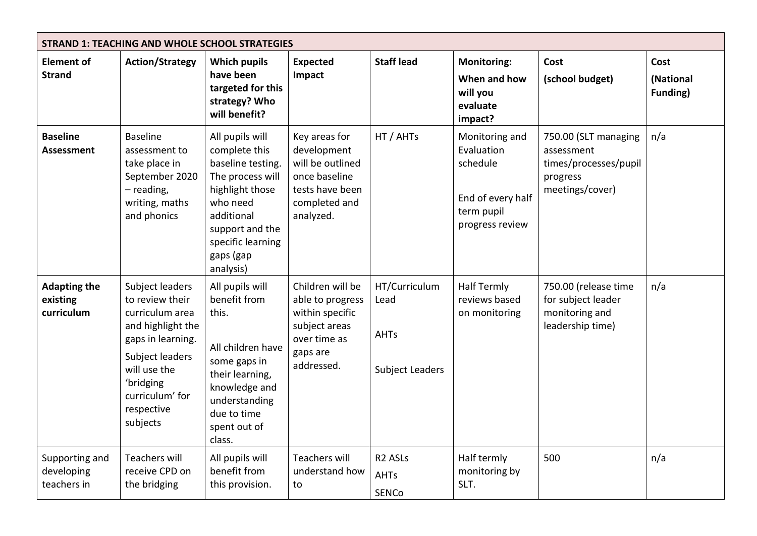| STRAND 1: TEACHING AND WHOLE SCHOOL STRATEGIES | | | | | | | |
|---|---|---|---|---|---|---|---|
| **Element of Strand** | **Action/Strategy** | **Which pupils have been targeted for this strategy? Who will benefit?** | **Expected Impact** | **Staff lead** | **Monitoring: When and how will you evaluate impact?** | **Cost (school budget)** | **Cost (National Funding)** |
| **Baseline Assessment** | Baseline assessment to take place in September 2020 – reading, writing, maths and phonics | All pupils will complete this baseline testing. The process will highlight those who need additional support and the specific learning gaps (gap analysis) | Key areas for development will be outlined once baseline tests have been completed and analyzed. | HT / AHTs | Monitoring and Evaluation schedule<br><br>End of every half term pupil progress review | 750.00 (SLT managing assessment times/processes/pupil progress meetings/cover) | n/a |
| **Adapting the existing curriculum** | Subject leaders to review their curriculum area and highlight the gaps in learning.<br>Subject leaders will use the 'bridging curriculum' for respective subjects | All pupils will benefit from this.<br><br>All children have some gaps in their learning, knowledge and understanding due to time spent out of class. | Children will be able to progress within specific subject areas over time as gaps are addressed. | HT/Curriculum Lead<br><br>AHTs<br><br>Subject Leaders | Half Termly reviews based on monitoring | 750.00 (release time for subject leader monitoring and leadership time) | n/a |
| Supporting and developing teachers in | Teachers will receive CPD on the bridging | All pupils will benefit from this provision. | Teachers will understand how to | R2 ASLs<br>AHTs<br>SENCo | Half termly monitoring by SLT. | 500 | n/a |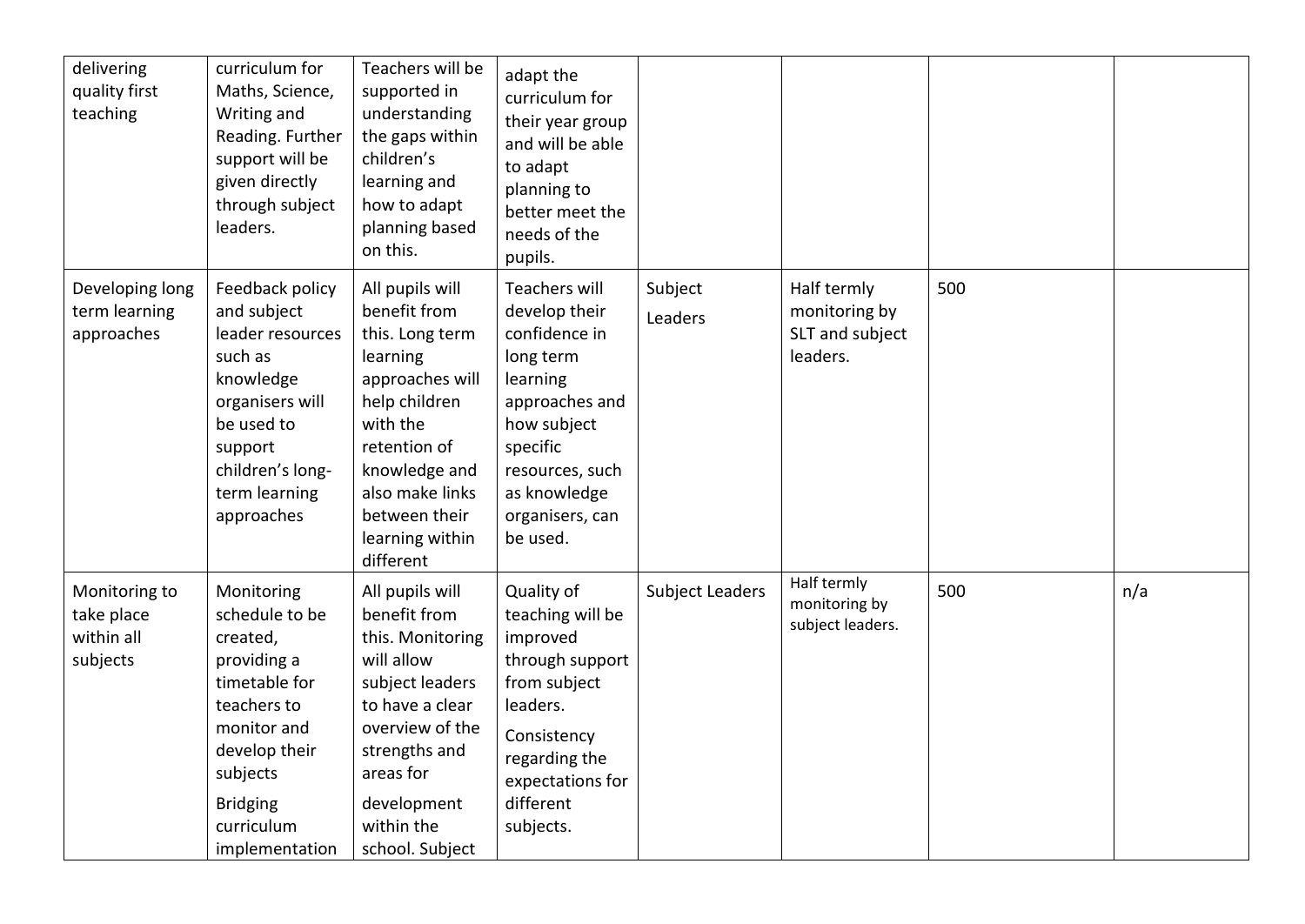| | | | | | | | |
|---|---|---|---|---|---|---|---|
| delivering quality first teaching | curriculum for Maths, Science, Writing and Reading. Further support will be given directly through subject leaders. | Teachers will be supported in understanding the gaps within children's learning and how to adapt planning based on this. | adapt the curriculum for their year group and will be able to adapt planning to better meet the needs of the pupils. | | | | |
| Developing long term learning approaches | Feedback policy and subject leader resources such as knowledge organisers will be used to support children's long-term learning approaches | All pupils will benefit from this. Long term learning approaches will help children with the retention of knowledge and also make links between their learning within different | Teachers will develop their confidence in long term learning approaches and how subject specific resources, such as knowledge organisers, can be used. | Subject Leaders | Half termly monitoring by SLT and subject leaders. | 500 | |
| Monitoring to take place within all subjects | Monitoring schedule to be created, providing a timetable for teachers to monitor and develop their subjects<br>Bridging curriculum implementation | All pupils will benefit from this. Monitoring will allow subject leaders to have a clear overview of the strengths and areas for development within the school. Subject | Quality of teaching will be improved through support from subject leaders.<br>Consistency regarding the expectations for different subjects. | Subject Leaders | Half termly monitoring by subject leaders. | 500 | n/a |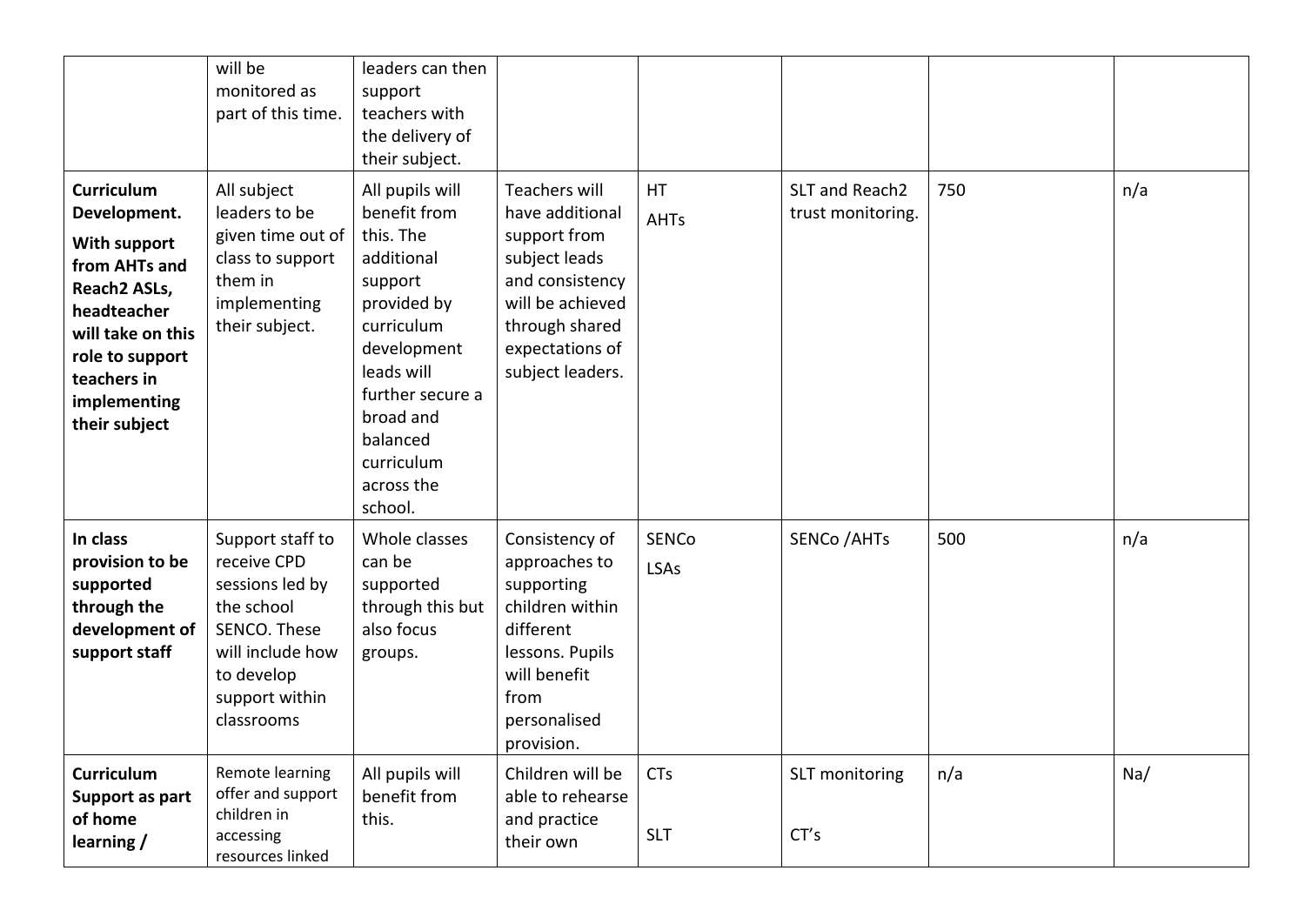| | | | | | | | |
|---|---|---|---|---|---|---|---|
| | will be monitored as part of this time. | leaders can then support teachers with the delivery of their subject. | | | | | |
| **Curriculum Development. With support from AHTs and Reach2 ASLs, headteacher will take on this role to support teachers in implementing their subject** | All subject leaders to be given time out of class to support them in implementing their subject. | All pupils will benefit from this. The additional support provided by curriculum development leads will further secure a broad and balanced curriculum across the school. | Teachers will have additional support from subject leads and consistency will be achieved through shared expectations of subject leaders. | HT AHTs | SLT and Reach2 trust monitoring. | 750 | n/a |
| **In class provision to be supported through the development of support staff** | Support staff to receive CPD sessions led by the school SENCO. These will include how to develop support within classrooms | Whole classes can be supported through this but also focus groups. | Consistency of approaches to supporting children within different lessons. Pupils will benefit from personalised provision. | SENCo LSAs | SENCo /AHTs | 500 | n/a |
| **Curriculum Support as part of home learning /** | Remote learning offer and support children in accessing resources linked | All pupils will benefit from this. | Children will be able to rehearse and practice their own | CTs SLT | SLT monitoring CT's | n/a | Na/ |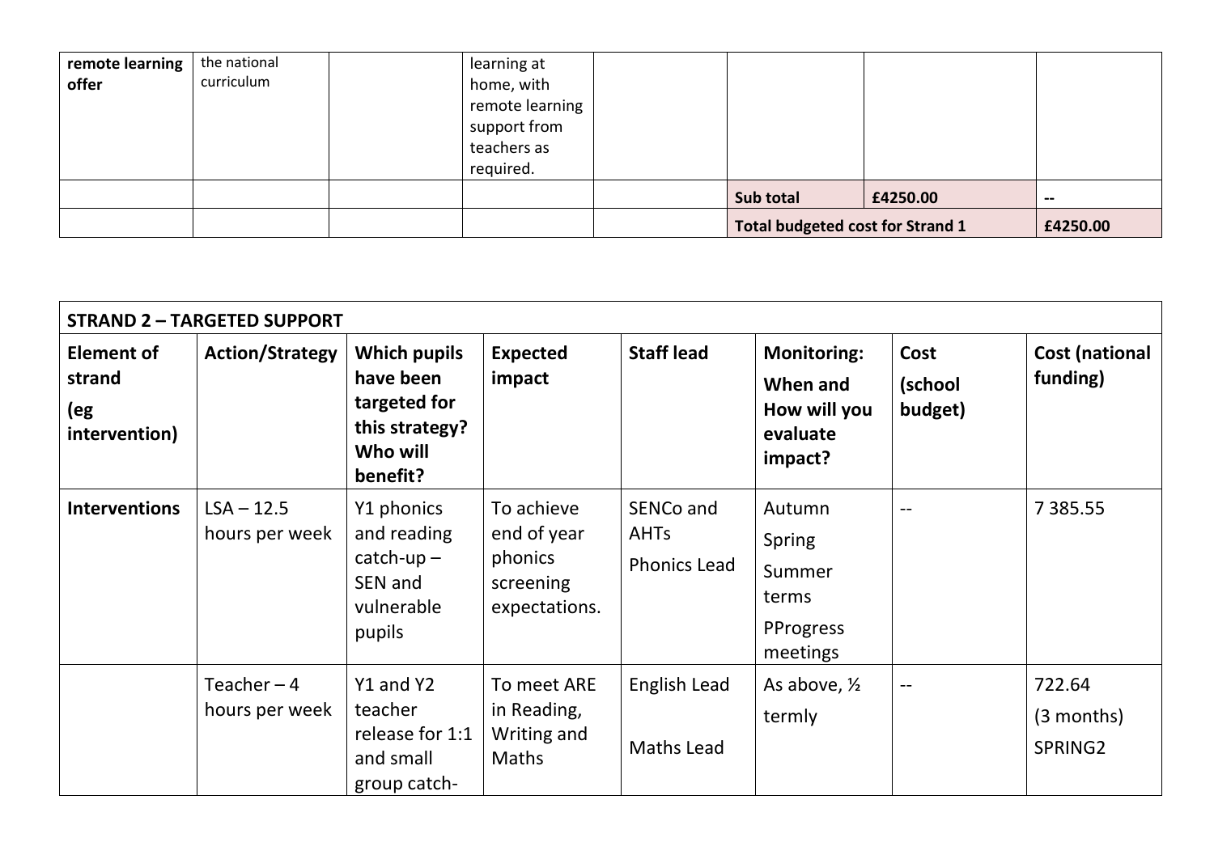| **remote learning offer** | the national curriculum | | learning at home, with remote learning support from teachers as required. | | | | |
|---|---|---|---|---|---|---|---|
| | | | | | **Sub total** | **£4250.00** | **--** |
| | | | | | **Total budgeted cost for Strand 1** | | **£4250.00** |

| **STRAND 2 – TARGETED SUPPORT** | | | | | | | |
|---|---|---|---|---|---|---|---|
| **Element of strand (eg intervention)** | **Action/Strategy** | **Which pupils have been targeted for this strategy? Who will benefit?** | **Expected impact** | **Staff lead** | **Monitoring: When and How will you evaluate impact?** | **Cost (school budget)** | **Cost (national funding)** |
| **Interventions** | LSA – 12.5 hours per week | Y1 phonics and reading catch-up – SEN and vulnerable pupils | To achieve end of year phonics screening expectations. | SENCo and AHTs Phonics Lead | Autumn Spring Summer terms PProgress meetings | -- | 7 385.55 |
| | Teacher – 4 hours per week | Y1 and Y2 teacher release for 1:1 and small group catch- | To meet ARE in Reading, Writing and Maths | English Lead Maths Lead | As above, ½ termly | -- | 722.64 (3 months) SPRING2 |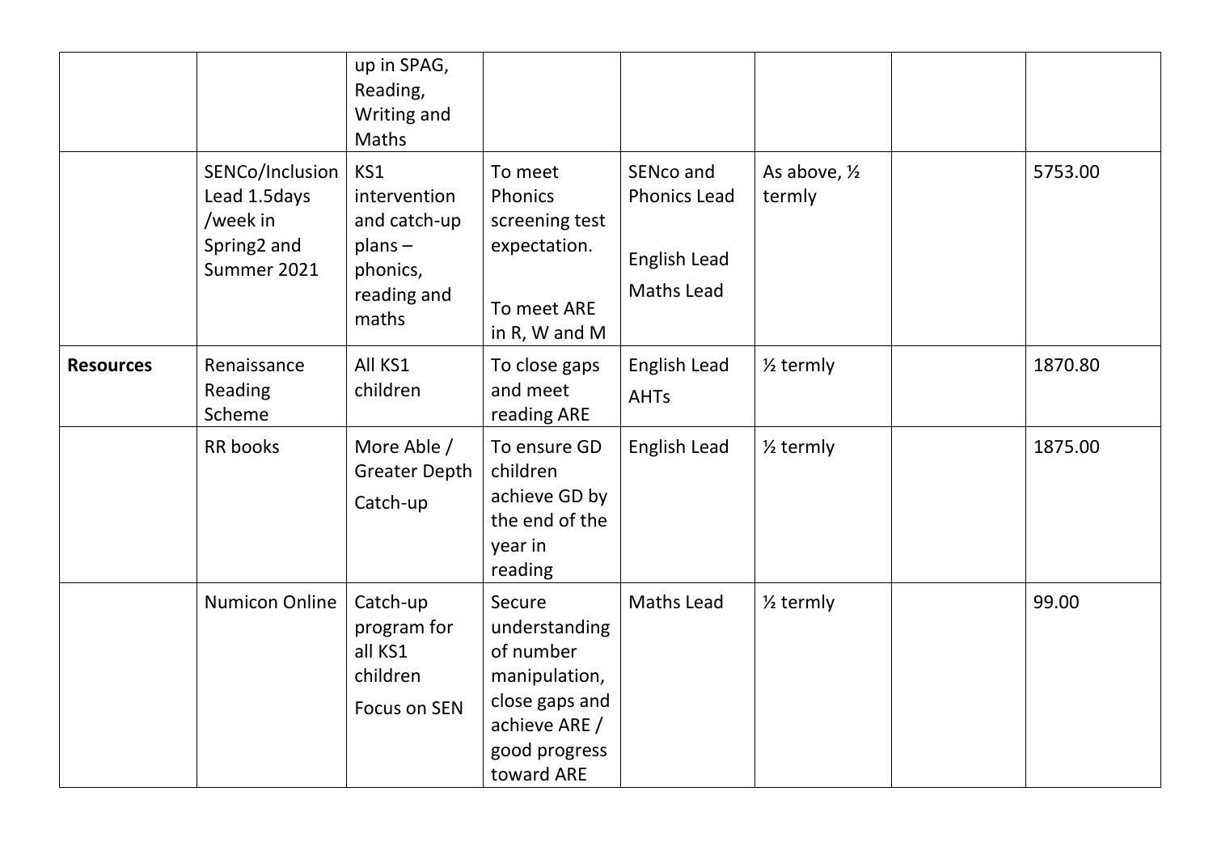| | | | | | | | |
|---|---|---|---|---|---|---|---|
| | | up in SPAG, Reading, Writing and Maths | | | | | |
| | SENCo/Inclusion Lead 1.5days /week in Spring2 and Summer 2021 | KS1 intervention and catch-up plans – phonics, reading and maths | To meet Phonics screening test expectation. To meet ARE in R, W and M | SENco and Phonics Lead English Lead Maths Lead | As above, ½ termly | | 5753.00 |
| **Resources** | Renaissance Reading Scheme | All KS1 children | To close gaps and meet reading ARE | English Lead AHTs | ½ termly | | 1870.80 |
| | RR books | More Able / Greater Depth Catch-up | To ensure GD children achieve GD by the end of the year in reading | English Lead | ½ termly | | 1875.00 |
| | Numicon Online | Catch-up program for all KS1 children Focus on SEN | Secure understanding of number manipulation, close gaps and achieve ARE / good progress toward ARE | Maths Lead | ½ termly | | 99.00 |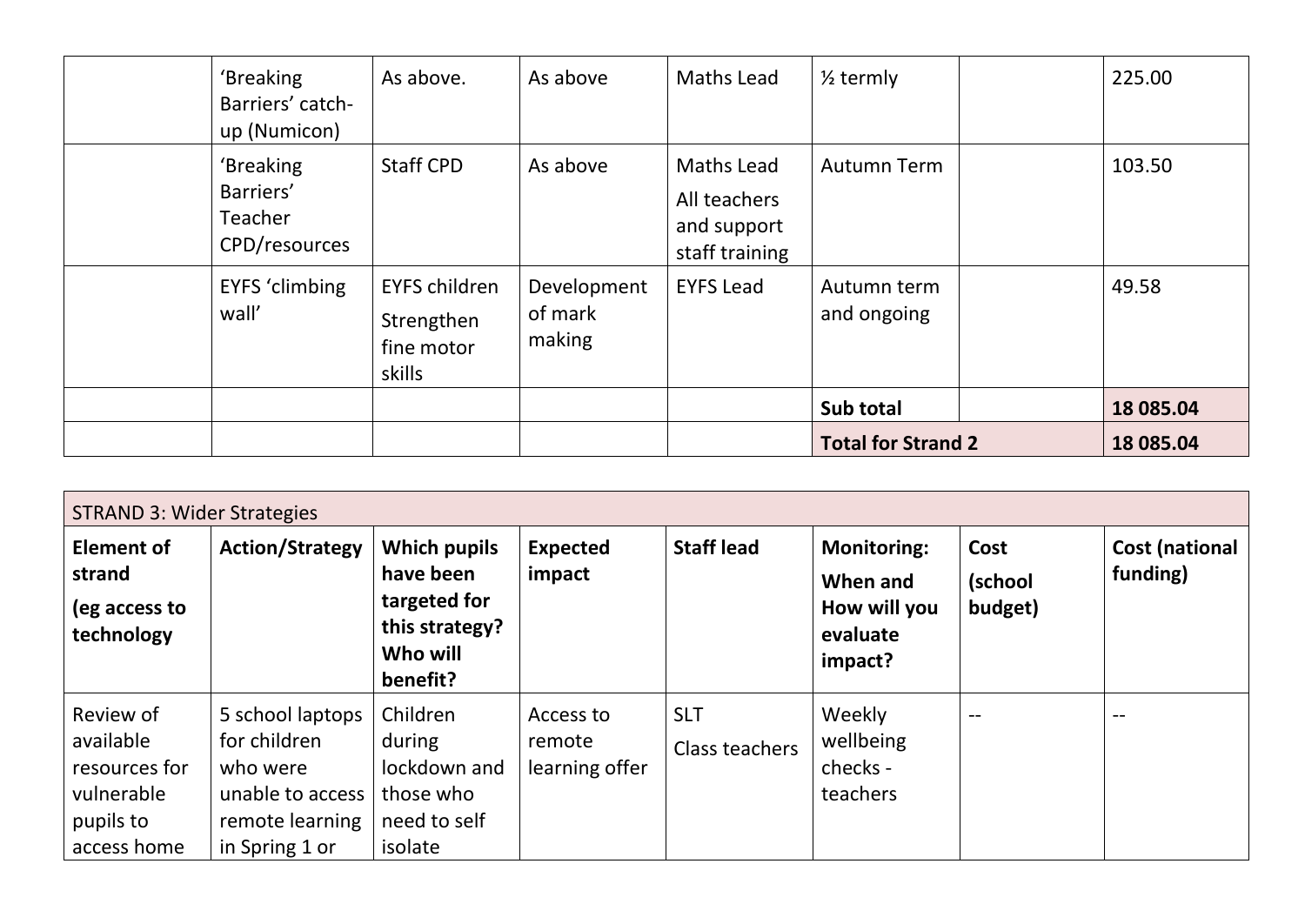| | | | | | | | |
|---|---|---|---|---|---|---|---|
| | 'Breaking Barriers' catch-up (Numicon) | As above. | As above | Maths Lead | ½ termly | | 225.00 |
| | 'Breaking Barriers' Teacher CPD/resources | Staff CPD | As above | Maths Lead<br>All teachers and support staff training | Autumn Term | | 103.50 |
| | EYFS 'climbing wall' | EYFS children<br>Strengthen fine motor skills | Development of mark making | EYFS Lead | Autumn term and ongoing | | 49.58 |
| | | | | | **Sub total** | | **18 085.04** |
| | | | | | **Total for Strand 2** | | **18 085.04** |

| STRAND 3: Wider Strategies | | | | | | | |
|---|---|---|---|---|---|---|---|
| **Element of strand (eg access to technology** | **Action/Strategy** | **Which pupils have been targeted for this strategy? Who will benefit?** | **Expected impact** | **Staff lead** | **Monitoring: When and How will you evaluate impact?** | **Cost (school budget)** | **Cost (national funding)** |
| Review of available resources for vulnerable pupils to access home | 5 school laptops for children who were unable to access remote learning in Spring 1 or | Children during lockdown and those who need to self isolate | Access to remote learning offer | SLT<br>Class teachers | Weekly wellbeing checks - teachers | -- | -- |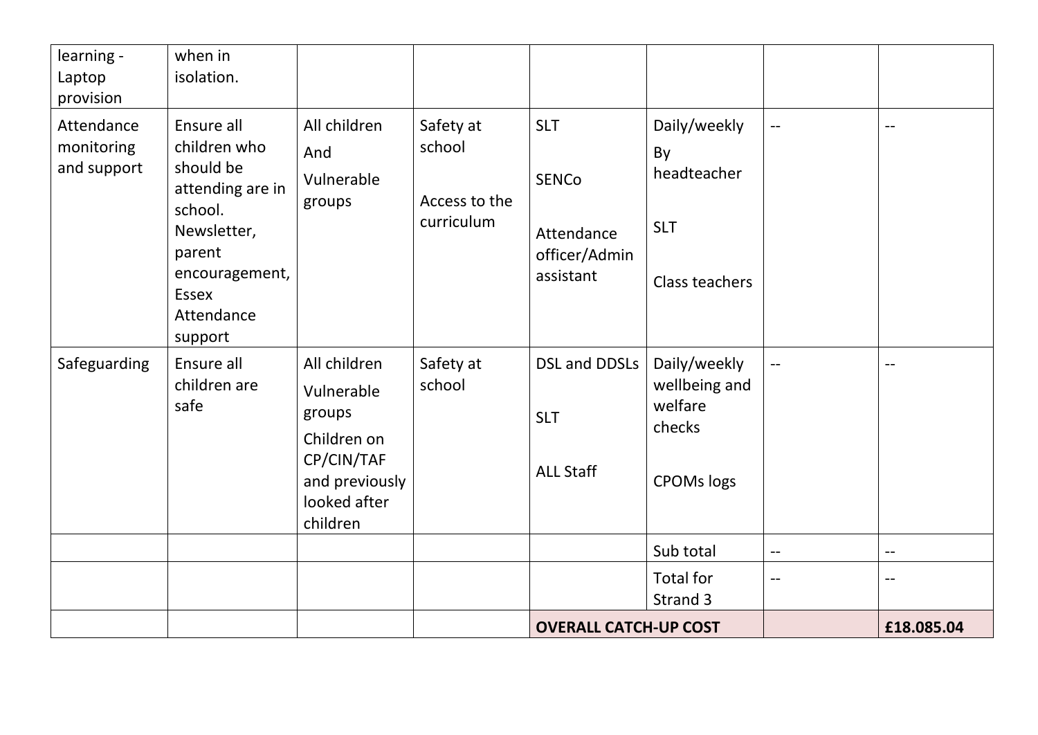| | | | | | | | |
|---|---|---|---|---|---|---|---|
| learning - Laptop provision | when in isolation. | | | | | | |
| Attendance monitoring and support | Ensure all children who should be attending are in school. Newsletter, parent encouragement, Essex Attendance support | All children And Vulnerable groups | Safety at school<br><br>Access to the curriculum | SLT<br><br>SENCo<br><br>Attendance officer/Admin assistant | Daily/weekly By headteacher<br><br>SLT<br><br>Class teachers | -- | -- |
| Safeguarding | Ensure all children are safe | All children Vulnerable groups Children on CP/CIN/TAF and previously looked after children | Safety at school | DSL and DDSLs<br><br>SLT<br><br>ALL Staff | Daily/weekly wellbeing and welfare checks<br><br>CPOMs logs | -- | -- |
| | | | | | Sub total | -- | -- |
| | | | | | Total for Strand 3 | -- | -- |
| | | | | **OVERALL CATCH-UP COST** | | | **£18.085.04** |